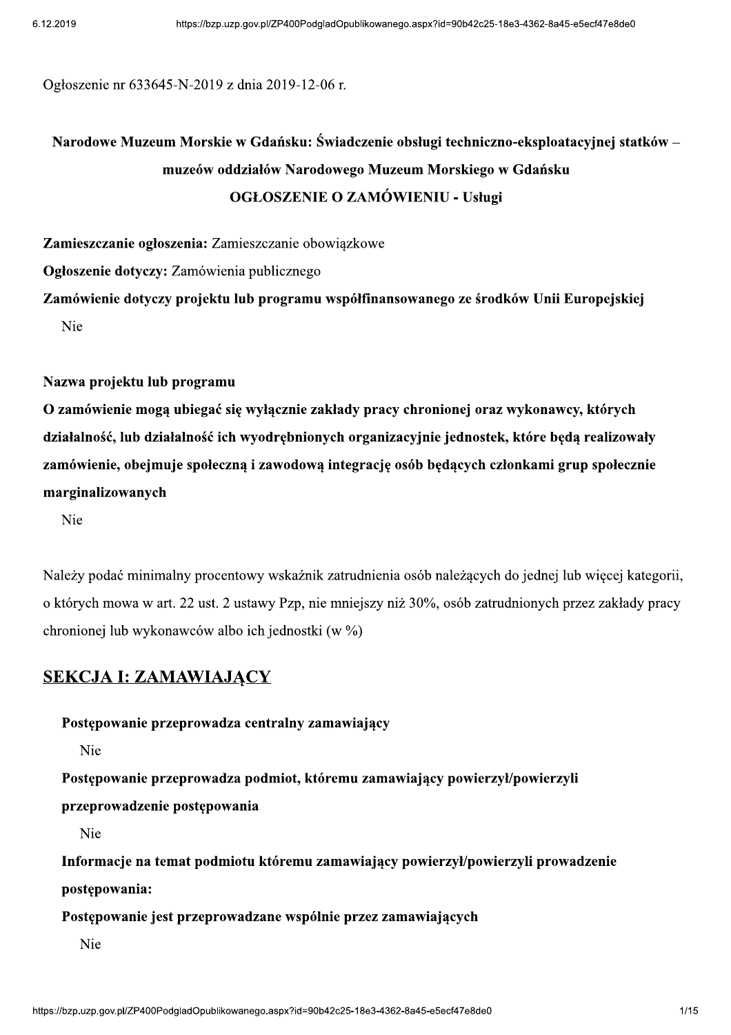Ogłoszenie nr 633645-N-2019 z dnia 2019-12-06 r.

**Narodowe Muzeum Morskie w Gdańsku: Świadczenie obsługi techniczno-eksploatacyjnej statków – muzeów oddziałów Narodowego Muzeum Morskiego w Gdańsku**

**OGŁOSZENIE O ZAMÓWIENIU - Usługi**

**Zamieszczanie ogłoszenia:** Zamieszczanie obowiązkowe

**Ogłoszenie dotyczy:** Zamówienia publicznego

**Zamówienie dotyczy projektu lub programu współfinansowanego ze środków Unii Europejskiej**

Nie

**Nazwa projektu lub programu**

**O zamówienie mogą ubiegać się wyłącznie zakłady pracy chronionej oraz wykonawcy, których działalność, lub działalność ich wyodrębnionych organizacyjnie jednostek, które będą realizowały zamówienie, obejmuje społeczną i zawodową integrację osób będących członkami grup społecznie marginalizowanych**

Nie

Należy podać minimalny procentowy wskaźnik zatrudnienia osób należących do jednej lub więcej kategorii, o których mowa w art. 22 ust. 2 ustawy Pzp, nie mniejszy niż 30%, osób zatrudnionych przez zakłady pracy chronionej lub wykonawców albo ich jednostki (w %)

## SEKCJA I: ZAMAWIAJĄCY

**Postępowanie przeprowadza centralny zamawiający**

Nie

**Postępowanie przeprowadza podmiot, któremu zamawiający powierzył/powierzyli przeprowadzenie postępowania**

Nie

**Informacje na temat podmiotu któremu zamawiający powierzył/powierzyli prowadzenie postępowania:**

**Postępowanie jest przeprowadzane wspólnie przez zamawiających**

Nie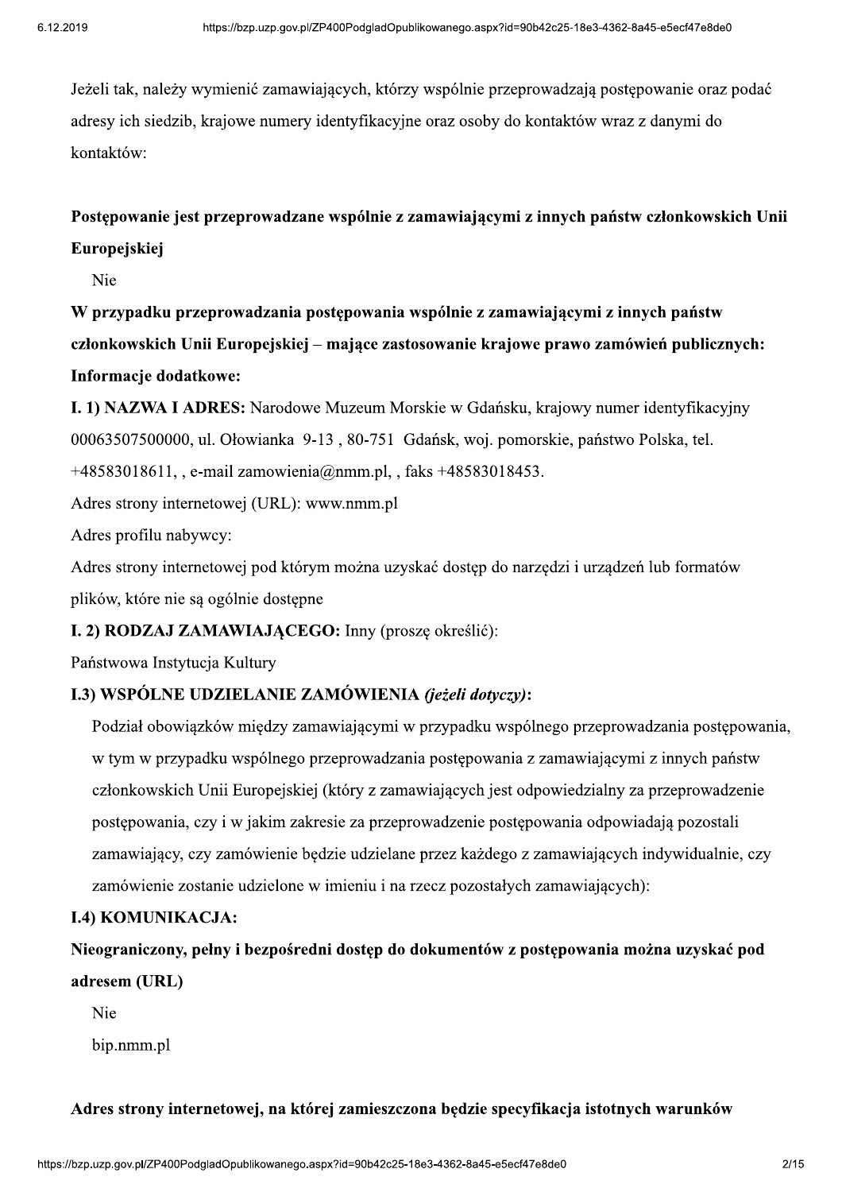Jeżeli tak, należy wymienić zamawiających, którzy wspólnie przeprowadzają postępowanie oraz podać adresy ich siedzib, krajowe numery identyfikacyjne oraz osoby do kontaktów wraz z danymi do kontaktów:

**Postępowanie jest przeprowadzane wspólnie z zamawiającymi z innych państw członkowskich Unii Europejskiej**

Nie

**W przypadku przeprowadzania postępowania wspólnie z zamawiającymi z innych państw członkowskich Unii Europejskiej – mające zastosowanie krajowe prawo zamówień publicznych:**

**Informacje dodatkowe:**

**I. 1) NAZWA I ADRES:** Narodowe Muzeum Morskie w Gdańsku, krajowy numer identyfikacyjny 00063507500000, ul. Ołowianka 9-13 , 80-751 Gdańsk, woj. pomorskie, państwo Polska, tel. +48583018611, , e-mail zamowienia@nmm.pl, , faks +48583018453.

Adres strony internetowej (URL): www.nmm.pl

Adres profilu nabywcy:

Adres strony internetowej pod którym można uzyskać dostęp do narzędzi i urządzeń lub formatów plików, które nie są ogólnie dostępne

**I. 2) RODZAJ ZAMAWIAJĄCEGO:** Inny (proszę określić):

Państwowa Instytucja Kultury

**I.3) WSPÓLNE UDZIELANIE ZAMÓWIENIA** ***(jeżeli dotyczy)*****:**

Podział obowiązków między zamawiającymi w przypadku wspólnego przeprowadzania postępowania, w tym w przypadku wspólnego przeprowadzania postępowania z zamawiającymi z innych państw członkowskich Unii Europejskiej (który z zamawiających jest odpowiedzialny za przeprowadzenie postępowania, czy i w jakim zakresie za przeprowadzenie postępowania odpowiadają pozostali zamawiający, czy zamówienie będzie udzielane przez każdego z zamawiających indywidualnie, czy zamówienie zostanie udzielone w imieniu i na rzecz pozostałych zamawiających):

**I.4) KOMUNIKACJA:**

**Nieograniczony, pełny i bezpośredni dostęp do dokumentów z postępowania można uzyskać pod adresem (URL)**

Nie

bip.nmm.pl

**Adres strony internetowej, na której zamieszczona będzie specyfikacja istotnych warunków**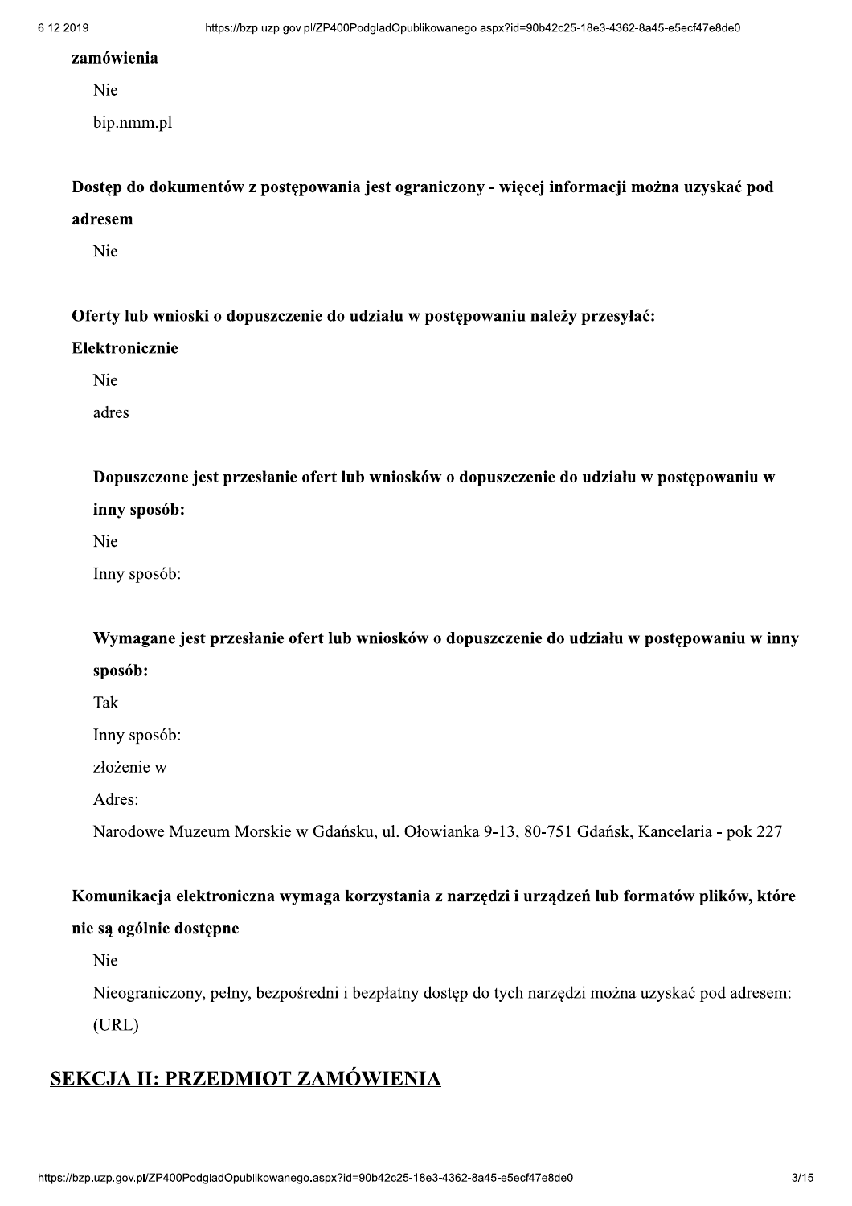**zamówienia**

Nie

bip.nmm.pl

**Dostęp do dokumentów z postępowania jest ograniczony - więcej informacji można uzyskać pod adresem**

Nie

**Oferty lub wnioski o dopuszczenie do udziału w postępowaniu należy przesyłać:**

**Elektronicznie**

Nie

adres

**Dopuszczone jest przesłanie ofert lub wniosków o dopuszczenie do udziału w postępowaniu w inny sposób:**

Nie

Inny sposób:

**Wymagane jest przesłanie ofert lub wniosków o dopuszczenie do udziału w postępowaniu w inny sposób:**

Tak

Inny sposób:

złożenie w

Adres:

Narodowe Muzeum Morskie w Gdańsku, ul. Ołowianka 9-13, 80-751 Gdańsk, Kancelaria - pok 227

**Komunikacja elektroniczna wymaga korzystania z narzędzi i urządzeń lub formatów plików, które nie są ogólnie dostępne**

Nie

Nieograniczony, pełny, bezpośredni i bezpłatny dostęp do tych narzędzi można uzyskać pod adresem: (URL)

## SEKCJA II: PRZEDMIOT ZAMÓWIENIA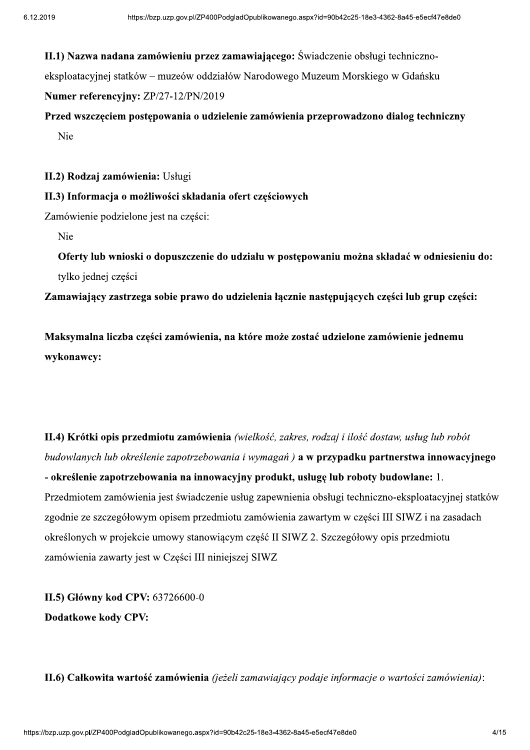**II.1) Nazwa nadana zamówieniu przez zamawiającego:** Świadczenie obsługi techniczno-eksploatacyjnej statków – muzeów oddziałów Narodowego Muzeum Morskiego w Gdańsku

**Numer referencyjny:** ZP/27-12/PN/2019

**Przed wszczęciem postępowania o udzielenie zamówienia przeprowadzono dialog techniczny**

Nie

**II.2) Rodzaj zamówienia:** Usługi

**II.3) Informacja o możliwości składania ofert częściowych**

Zamówienie podzielone jest na części:

Nie

**Oferty lub wnioski o dopuszczenie do udziału w postępowaniu można składać w odniesieniu do:** tylko jednej części

**Zamawiający zastrzega sobie prawo do udzielenia łącznie następujących części lub grup części:**

**Maksymalna liczba części zamówienia, na które może zostać udzielone zamówienie jednemu wykonawcy:**

**II.4) Krótki opis przedmiotu zamówienia** *(wielkość, zakres, rodzaj i ilość dostaw, usług lub robót budowlanych lub określenie zapotrzebowania i wymagań )* **a w przypadku partnerstwa innowacyjnego - określenie zapotrzebowania na innowacyjny produkt, usługę lub roboty budowlane:** 1. Przedmiotem zamówienia jest świadczenie usług zapewnienia obsługi techniczno-eksploatacyjnej statków zgodnie ze szczegółowym opisem przedmiotu zamówienia zawartym w części III SIWZ i na zasadach określonych w projekcie umowy stanowiącym część II SIWZ 2. Szczegółowy opis przedmiotu zamówienia zawarty jest w Części III niniejszej SIWZ

**II.5) Główny kod CPV:** 63726600-0

**Dodatkowe kody CPV:**

**II.6) Całkowita wartość zamówienia** *(jeżeli zamawiający podaje informacje o wartości zamówienia)*: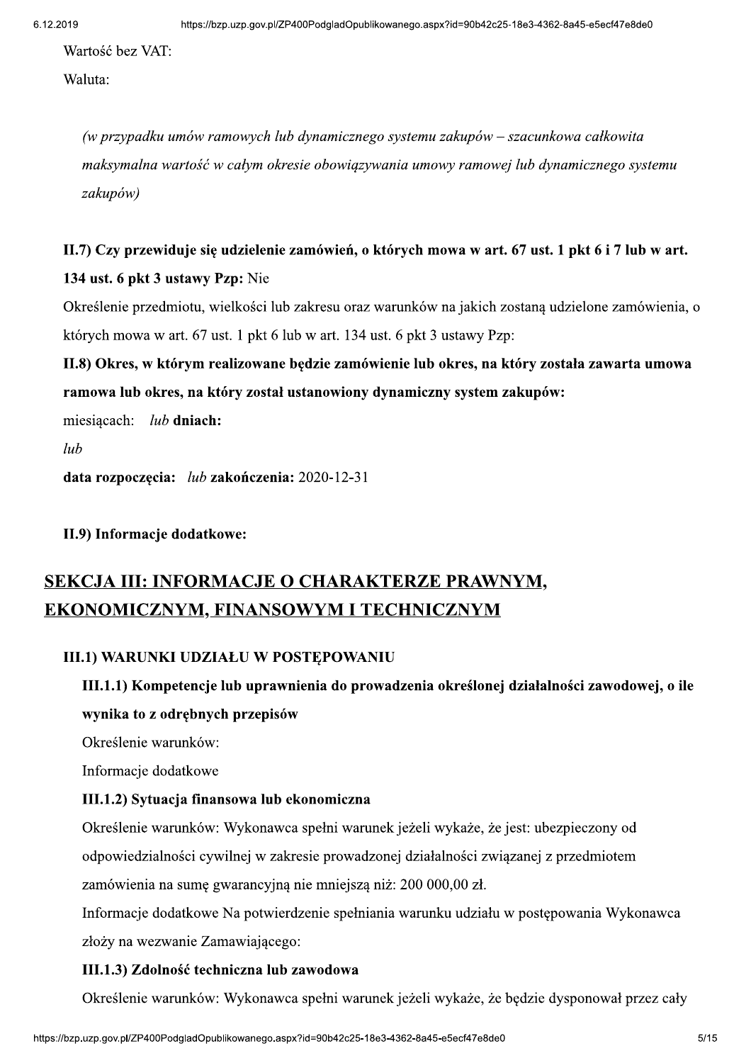Wartość bez VAT:

Waluta:

*(w przypadku umów ramowych lub dynamicznego systemu zakupów – szacunkowa całkowita maksymalna wartość w całym okresie obowiązywania umowy ramowej lub dynamicznego systemu zakupów)*

**II.7) Czy przewiduje się udzielenie zamówień, o których mowa w art. 67 ust. 1 pkt 6 i 7 lub w art. 134 ust. 6 pkt 3 ustawy Pzp:** Nie

Określenie przedmiotu, wielkości lub zakresu oraz warunków na jakich zostaną udzielone zamówienia, o których mowa w art. 67 ust. 1 pkt 6 lub w art. 134 ust. 6 pkt 3 ustawy Pzp:

**II.8) Okres, w którym realizowane będzie zamówienie lub okres, na który została zawarta umowa ramowa lub okres, na który został ustanowiony dynamiczny system zakupów:**

miesiącach: *lub* **dniach:**

*lub*

**data rozpoczęcia:** *lub* **zakończenia:** 2020-12-31

**II.9) Informacje dodatkowe:**

## SEKCJA III: INFORMACJE O CHARAKTERZE PRAWNYM, EKONOMICZNYM, FINANSOWYM I TECHNICZNYM

### III.1) WARUNKI UDZIAŁU W POSTĘPOWANIU

**III.1.1) Kompetencje lub uprawnienia do prowadzenia określonej działalności zawodowej, o ile wynika to z odrębnych przepisów**

Określenie warunków:

Informacje dodatkowe

**III.1.2) Sytuacja finansowa lub ekonomiczna**

Określenie warunków: Wykonawca spełni warunek jeżeli wykaże, że jest: ubezpieczony od odpowiedzialności cywilnej w zakresie prowadzonej działalności związanej z przedmiotem zamówienia na sumę gwarancyjną nie mniejszą niż: 200 000,00 zł.

Informacje dodatkowe Na potwierdzenie spełniania warunku udziału w postępowania Wykonawca złoży na wezwanie Zamawiającego:

**III.1.3) Zdolność techniczna lub zawodowa**

Określenie warunków: Wykonawca spełni warunek jeżeli wykaże, że będzie dysponował przez cały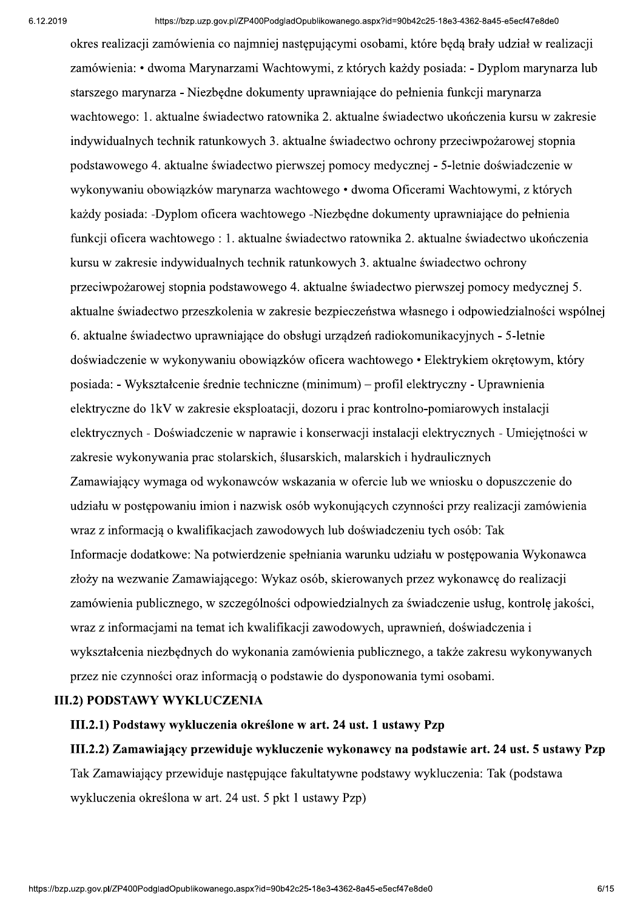okres realizacji zamówienia co najmniej następującymi osobami, które będą brały udział w realizacji zamówienia: • dwoma Marynarzami Wachtowymi, z których każdy posiada: - Dyplom marynarza lub starszego marynarza - Niezbędne dokumenty uprawniające do pełnienia funkcji marynarza wachtowego: 1. aktualne świadectwo ratownika 2. aktualne świadectwo ukończenia kursu w zakresie indywidualnych technik ratunkowych 3. aktualne świadectwo ochrony przeciwpożarowej stopnia podstawowego 4. aktualne świadectwo pierwszej pomocy medycznej - 5-letnie doświadczenie w wykonywaniu obowiązków marynarza wachtowego • dwoma Oficerami Wachtowymi, z których każdy posiada: -Dyplom oficera wachtowego -Niezbędne dokumenty uprawniające do pełnienia funkcji oficera wachtowego : 1. aktualne świadectwo ratownika 2. aktualne świadectwo ukończenia kursu w zakresie indywidualnych technik ratunkowych 3. aktualne świadectwo ochrony przeciwpożarowej stopnia podstawowego 4. aktualne świadectwo pierwszej pomocy medycznej 5. aktualne świadectwo przeszkolenia w zakresie bezpieczeństwa własnego i odpowiedzialności wspólnej 6. aktualne świadectwo uprawniające do obsługi urządzeń radiokomunikacyjnych - 5-letnie doświadczenie w wykonywaniu obowiązków oficera wachtowego • Elektrykiem okrętowym, który posiada: - Wykształcenie średnie techniczne (minimum) – profil elektryczny - Uprawnienia elektryczne do 1kV w zakresie eksploatacji, dozoru i prac kontrolno-pomiarowych instalacji elektrycznych - Doświadczenie w naprawie i konserwacji instalacji elektrycznych - Umiejętności w zakresie wykonywania prac stolarskich, ślusarskich, malarskich i hydraulicznych

Zamawiający wymaga od wykonawców wskazania w ofercie lub we wniosku o dopuszczenie do udziału w postępowaniu imion i nazwisk osób wykonujących czynności przy realizacji zamówienia wraz z informacją o kwalifikacjach zawodowych lub doświadczeniu tych osób: Tak

Informacje dodatkowe: Na potwierdzenie spełniania warunku udziału w postępowania Wykonawca złoży na wezwanie Zamawiającego: Wykaz osób, skierowanych przez wykonawcę do realizacji zamówienia publicznego, w szczególności odpowiedzialnych za świadczenie usług, kontrolę jakości, wraz z informacjami na temat ich kwalifikacji zawodowych, uprawnień, doświadczenia i wykształcenia niezbędnych do wykonania zamówienia publicznego, a także zakresu wykonywanych przez nie czynności oraz informacją o podstawie do dysponowania tymi osobami.

**III.2) PODSTAWY WYKLUCZENIA**

**III.2.1) Podstawy wykluczenia określone w art. 24 ust. 1 ustawy Pzp**

**III.2.2) Zamawiający przewiduje wykluczenie wykonawcy na podstawie art. 24 ust. 5 ustawy Pzp**

Tak Zamawiający przewiduje następujące fakultatywne podstawy wykluczenia: Tak (podstawa wykluczenia określona w art. 24 ust. 5 pkt 1 ustawy Pzp)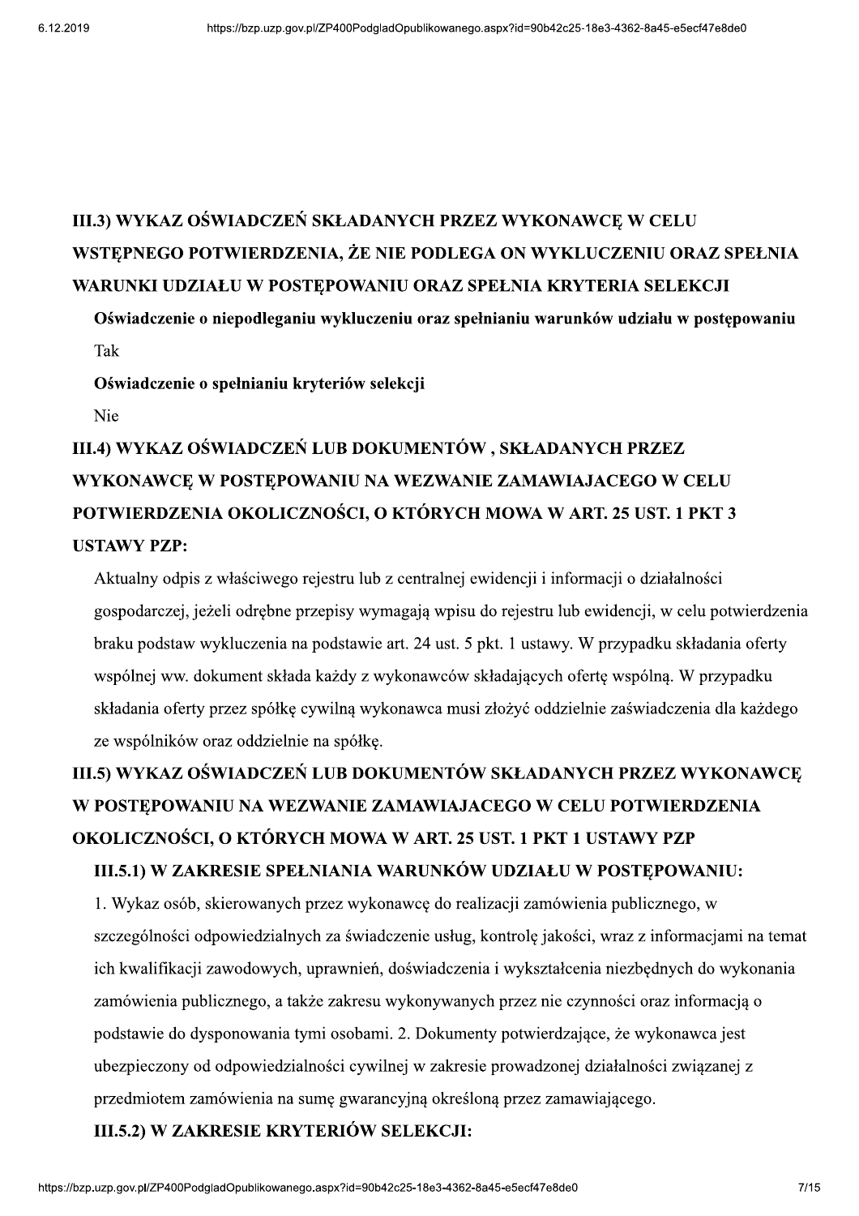## III.3) WYKAZ OŚWIADCZEŃ SKŁADANYCH PRZEZ WYKONAWCĘ W CELU WSTĘPNEGO POTWIERDZENIA, ŻE NIE PODLEGA ON WYKLUCZENIU ORAZ SPEŁNIA WARUNKI UDZIAŁU W POSTĘPOWANIU ORAZ SPEŁNIA KRYTERIA SELEKCJI

**Oświadczenie o niepodleganiu wykluczeniu oraz spełnianiu warunków udziału w postępowaniu**

Tak

**Oświadczenie o spełnianiu kryteriów selekcji**

Nie

## III.4) WYKAZ OŚWIADCZEŃ LUB DOKUMENTÓW , SKŁADANYCH PRZEZ WYKONAWCĘ W POSTĘPOWANIU NA WEZWANIE ZAMAWIAJACEGO W CELU POTWIERDZENIA OKOLICZNOŚCI, O KTÓRYCH MOWA W ART. 25 UST. 1 PKT 3 USTAWY PZP:

Aktualny odpis z właściwego rejestru lub z centralnej ewidencji i informacji o działalności gospodarczej, jeżeli odrębne przepisy wymagają wpisu do rejestru lub ewidencji, w celu potwierdzenia braku podstaw wykluczenia na podstawie art. 24 ust. 5 pkt. 1 ustawy. W przypadku składania oferty wspólnej ww. dokument składa każdy z wykonawców składających ofertę wspólną. W przypadku składania oferty przez spółkę cywilną wykonawca musi złożyć oddzielnie zaświadczenia dla każdego ze wspólników oraz oddzielnie na spółkę.

## III.5) WYKAZ OŚWIADCZEŃ LUB DOKUMENTÓW SKŁADANYCH PRZEZ WYKONAWCĘ W POSTĘPOWANIU NA WEZWANIE ZAMAWIAJACEGO W CELU POTWIERDZENIA OKOLICZNOŚCI, O KTÓRYCH MOWA W ART. 25 UST. 1 PKT 1 USTAWY PZP

### III.5.1) W ZAKRESIE SPEŁNIANIA WARUNKÓW UDZIAŁU W POSTĘPOWANIU:

1. Wykaz osób, skierowanych przez wykonawcę do realizacji zamówienia publicznego, w szczególności odpowiedzialnych za świadczenie usług, kontrolę jakości, wraz z informacjami na temat ich kwalifikacji zawodowych, uprawnień, doświadczenia i wykształcenia niezbędnych do wykonania zamówienia publicznego, a także zakresu wykonywanych przez nie czynności oraz informacją o podstawie do dysponowania tymi osobami. 2. Dokumenty potwierdzające, że wykonawca jest ubezpieczony od odpowiedzialności cywilnej w zakresie prowadzonej działalności związanej z przedmiotem zamówienia na sumę gwarancyjną określoną przez zamawiającego.

### III.5.2) W ZAKRESIE KRYTERIÓW SELEKCJI: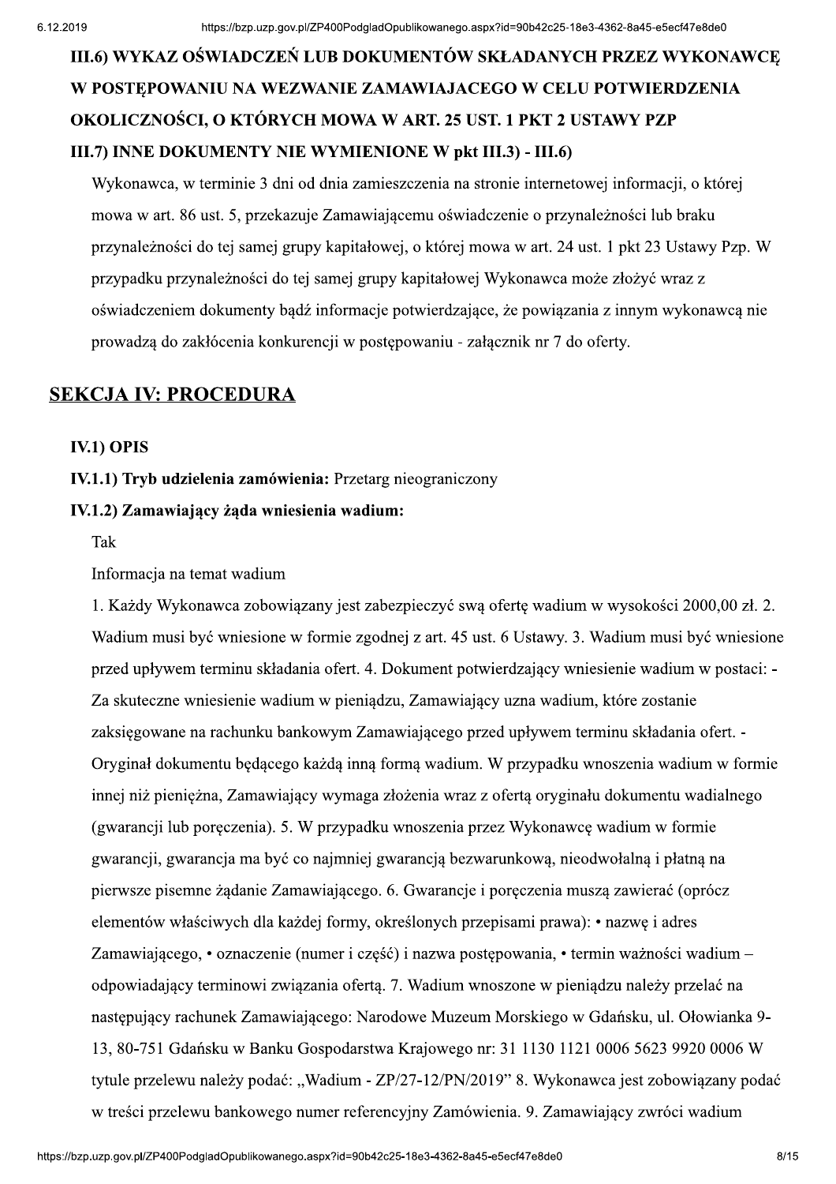**III.6) WYKAZ OŚWIADCZEŃ LUB DOKUMENTÓW SKŁADANYCH PRZEZ WYKONAWCĘ W POSTĘPOWANIU NA WEZWANIE ZAMAWIAJACEGO W CELU POTWIERDZENIA OKOLICZNOŚCI, O KTÓRYCH MOWA W ART. 25 UST. 1 PKT 2 USTAWY PZP**

**III.7) INNE DOKUMENTY NIE WYMIENIONE W pkt III.3) - III.6)**

Wykonawca, w terminie 3 dni od dnia zamieszczenia na stronie internetowej informacji, o której mowa w art. 86 ust. 5, przekazuje Zamawiającemu oświadczenie o przynależności lub braku przynależności do tej samej grupy kapitałowej, o której mowa w art. 24 ust. 1 pkt 23 Ustawy Pzp. W przypadku przynależności do tej samej grupy kapitałowej Wykonawca może złożyć wraz z oświadczeniem dokumenty bądź informacje potwierdzające, że powiązania z innym wykonawcą nie prowadzą do zakłócenia konkurencji w postępowaniu - załącznik nr 7 do oferty.

## SEKCJA IV: PROCEDURA

**IV.1) OPIS**

**IV.1.1) Tryb udzielenia zamówienia:** Przetarg nieograniczony

**IV.1.2) Zamawiający żąda wniesienia wadium:**

Tak

Informacja na temat wadium

1. Każdy Wykonawca zobowiązany jest zabezpieczyć swą ofertę wadium w wysokości 2000,00 zł. 2. Wadium musi być wniesione w formie zgodnej z art. 45 ust. 6 Ustawy. 3. Wadium musi być wniesione przed upływem terminu składania ofert. 4. Dokument potwierdzający wniesienie wadium w postaci: - Za skuteczne wniesienie wadium w pieniądzu, Zamawiający uzna wadium, które zostanie zaksięgowane na rachunku bankowym Zamawiającego przed upływem terminu składania ofert. - Oryginał dokumentu będącego każdą inną formą wadium. W przypadku wnoszenia wadium w formie innej niż pieniężna, Zamawiający wymaga złożenia wraz z ofertą oryginału dokumentu wadialnego (gwarancji lub poręczenia). 5. W przypadku wnoszenia przez Wykonawcę wadium w formie gwarancji, gwarancja ma być co najmniej gwarancją bezwarunkową, nieodwołalną i płatną na pierwsze pisemne żądanie Zamawiającego. 6. Gwarancje i poręczenia muszą zawierać (oprócz elementów właściwych dla każdej formy, określonych przepisami prawa): • nazwę i adres Zamawiającego, • oznaczenie (numer i część) i nazwa postępowania, • termin ważności wadium – odpowiadający terminowi związania ofertą. 7. Wadium wnoszone w pieniądzu należy przelać na następujący rachunek Zamawiającego: Narodowe Muzeum Morskiego w Gdańsku, ul. Ołowianka 9-13, 80-751 Gdańsku w Banku Gospodarstwa Krajowego nr: 31 1130 1121 0006 5623 9920 0006 W tytule przelewu należy podać: „Wadium - ZP/27-12/PN/2019" 8. Wykonawca jest zobowiązany podać w treści przelewu bankowego numer referencyjny Zamówienia. 9. Zamawiający zwróci wadium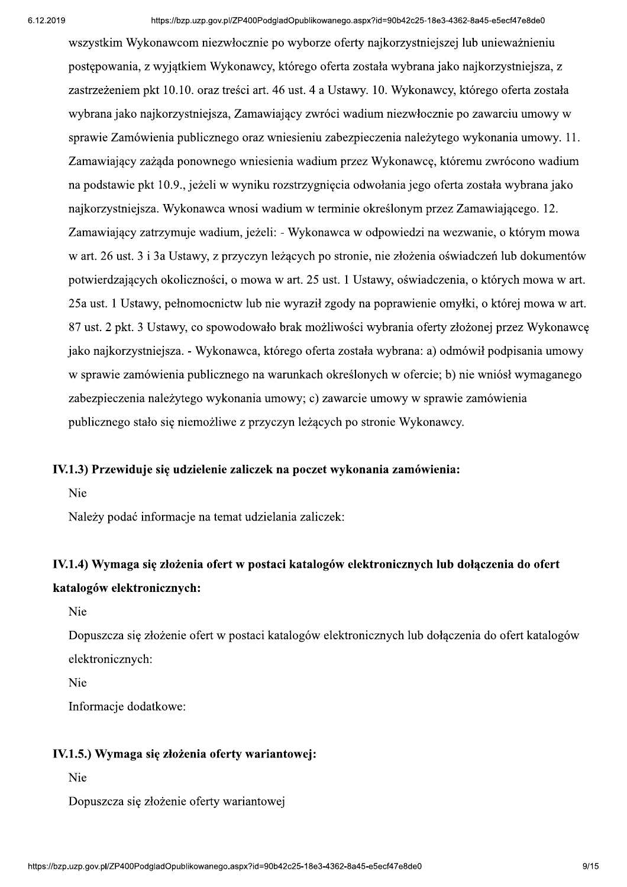wszystkim Wykonawcom niezwłocznie po wyborze oferty najkorzystniejszej lub unieważnieniu postępowania, z wyjątkiem Wykonawcy, którego oferta została wybrana jako najkorzystniejsza, z zastrzeżeniem pkt 10.10. oraz treści art. 46 ust. 4 a Ustawy. 10. Wykonawcy, którego oferta została wybrana jako najkorzystniejsza, Zamawiający zwróci wadium niezwłocznie po zawarciu umowy w sprawie Zamówienia publicznego oraz wniesieniu zabezpieczenia należytego wykonania umowy. 11. Zamawiający zażąda ponownego wniesienia wadium przez Wykonawcę, któremu zwrócono wadium na podstawie pkt 10.9., jeżeli w wyniku rozstrzygnięcia odwołania jego oferta została wybrana jako najkorzystniejsza. Wykonawca wnosi wadium w terminie określonym przez Zamawiającego. 12. Zamawiający zatrzymuje wadium, jeżeli: - Wykonawca w odpowiedzi na wezwanie, o którym mowa w art. 26 ust. 3 i 3a Ustawy, z przyczyn leżących po stronie, nie złożenia oświadczeń lub dokumentów potwierdzających okoliczności, o mowa w art. 25 ust. 1 Ustawy, oświadczenia, o których mowa w art. 25a ust. 1 Ustawy, pełnomocnictw lub nie wyraził zgody na poprawienie omyłki, o której mowa w art. 87 ust. 2 pkt. 3 Ustawy, co spowodowało brak możliwości wybrania oferty złożonej przez Wykonawcę jako najkorzystniejsza. - Wykonawca, którego oferta została wybrana: a) odmówił podpisania umowy w sprawie zamówienia publicznego na warunkach określonych w ofercie; b) nie wniósł wymaganego zabezpieczenia należytego wykonania umowy; c) zawarcie umowy w sprawie zamówienia publicznego stało się niemożliwe z przyczyn leżących po stronie Wykonawcy.

**IV.1.3) Przewiduje się udzielenie zaliczek na poczet wykonania zamówienia:**

Nie

Należy podać informacje na temat udzielania zaliczek:

**IV.1.4) Wymaga się złożenia ofert w postaci katalogów elektronicznych lub dołączenia do ofert katalogów elektronicznych:**

Nie

Dopuszcza się złożenie ofert w postaci katalogów elektronicznych lub dołączenia do ofert katalogów elektronicznych:

Nie

Informacje dodatkowe:

**IV.1.5.) Wymaga się złożenia oferty wariantowej:**

Nie

Dopuszcza się złożenie oferty wariantowej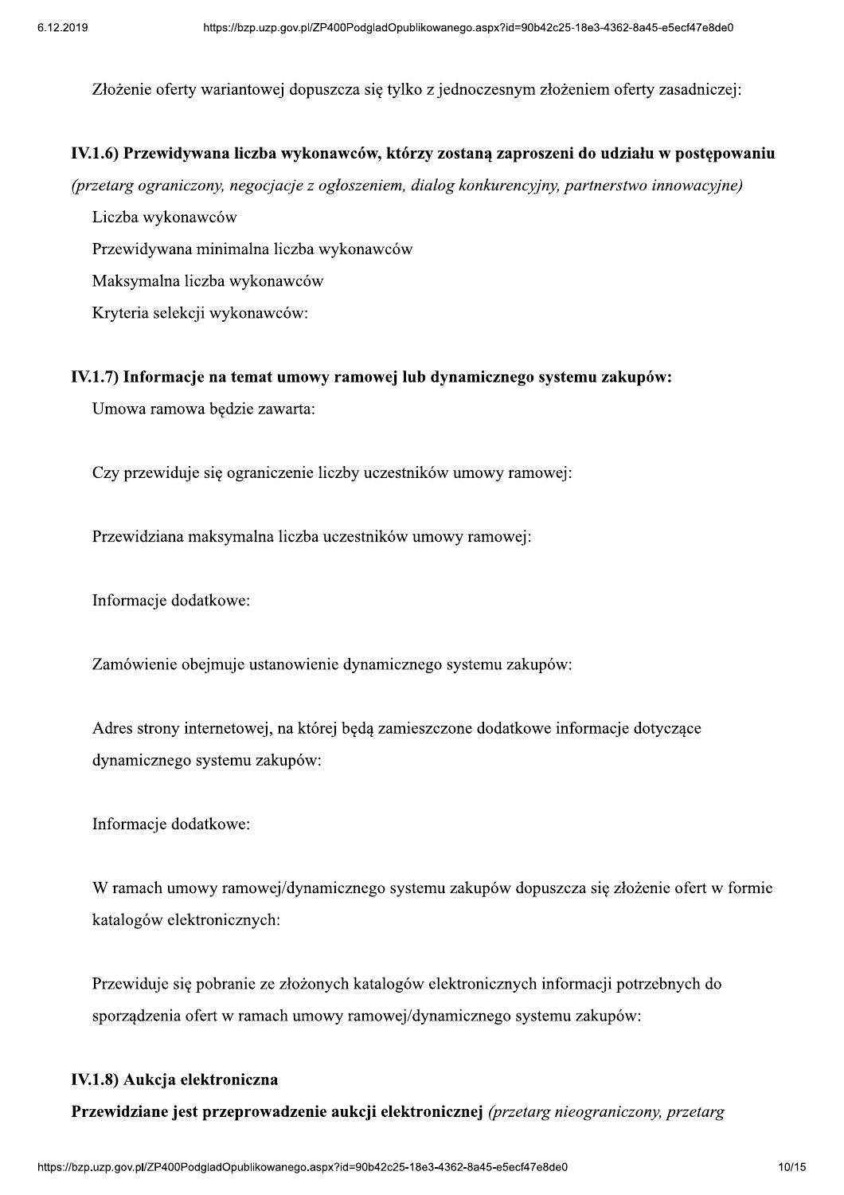Złożenie oferty wariantowej dopuszcza się tylko z jednoczesnym złożeniem oferty zasadniczej:

**IV.1.6) Przewidywana liczba wykonawców, którzy zostaną zaproszeni do udziału w postępowaniu**

*(przetarg ograniczony, negocjacje z ogłoszeniem, dialog konkurencyjny, partnerstwo innowacyjne)*

Liczba wykonawców

Przewidywana minimalna liczba wykonawców

Maksymalna liczba wykonawców

Kryteria selekcji wykonawców:

**IV.1.7) Informacje na temat umowy ramowej lub dynamicznego systemu zakupów:**

Umowa ramowa będzie zawarta:

Czy przewiduje się ograniczenie liczby uczestników umowy ramowej:

Przewidziana maksymalna liczba uczestników umowy ramowej:

Informacje dodatkowe:

Zamówienie obejmuje ustanowienie dynamicznego systemu zakupów:

Adres strony internetowej, na której będą zamieszczone dodatkowe informacje dotyczące dynamicznego systemu zakupów:

Informacje dodatkowe:

W ramach umowy ramowej/dynamicznego systemu zakupów dopuszcza się złożenie ofert w formie katalogów elektronicznych:

Przewiduje się pobranie ze złożonych katalogów elektronicznych informacji potrzebnych do sporządzenia ofert w ramach umowy ramowej/dynamicznego systemu zakupów:

**IV.1.8) Aukcja elektroniczna**

**Przewidziane jest przeprowadzenie aukcji elektronicznej** *(przetarg nieograniczony, przetarg*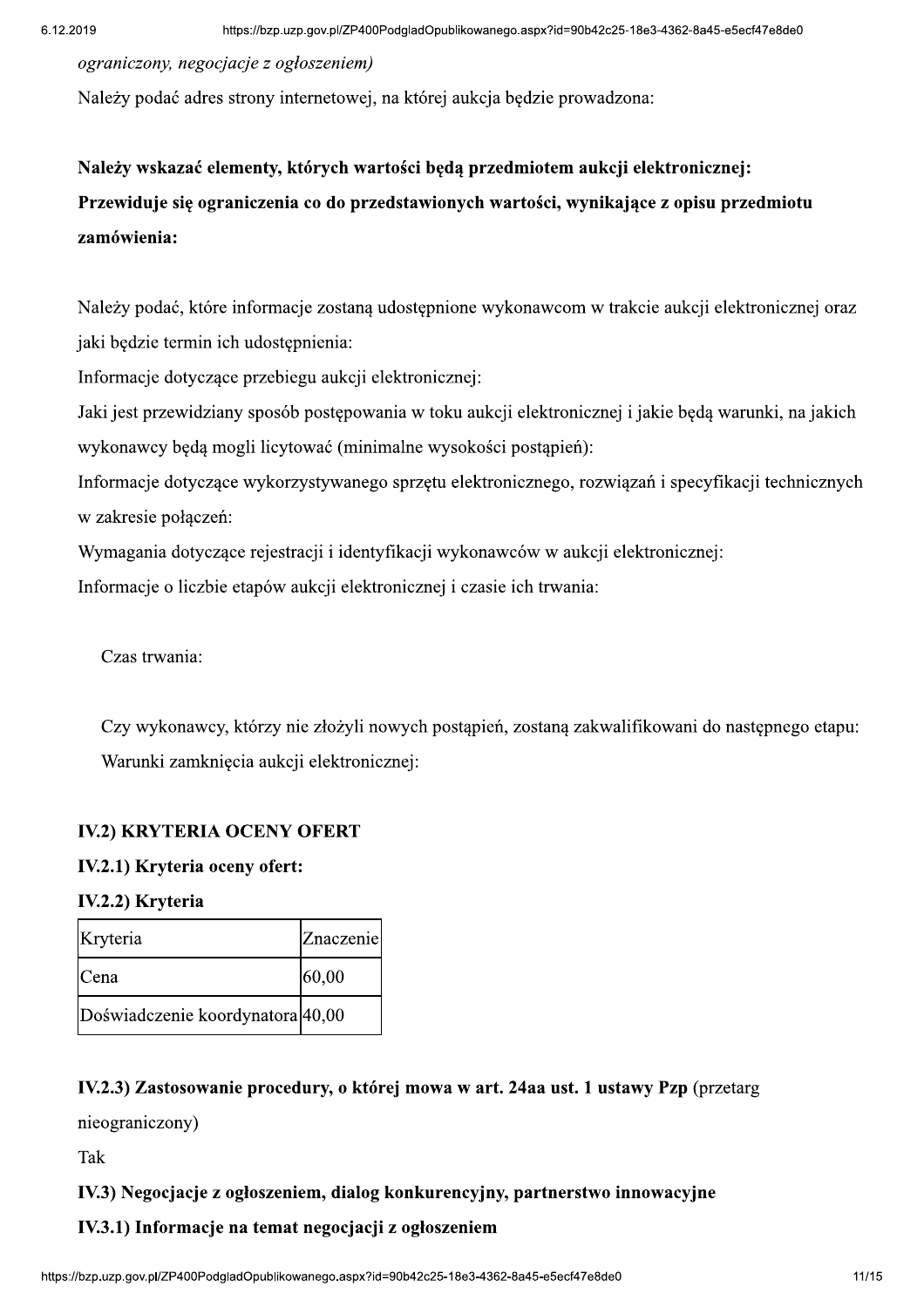*ograniczony, negocjacje z ogłoszeniem)*

Należy podać adres strony internetowej, na której aukcja będzie prowadzona:

**Należy wskazać elementy, których wartości będą przedmiotem aukcji elektronicznej:**

**Przewiduje się ograniczenia co do przedstawionych wartości, wynikające z opisu przedmiotu zamówienia:**

Należy podać, które informacje zostaną udostępnione wykonawcom w trakcie aukcji elektronicznej oraz jaki będzie termin ich udostępnienia:

Informacje dotyczące przebiegu aukcji elektronicznej:

Jaki jest przewidziany sposób postępowania w toku aukcji elektronicznej i jakie będą warunki, na jakich wykonawcy będą mogli licytować (minimalne wysokości postąpień):

Informacje dotyczące wykorzystywanego sprzętu elektronicznego, rozwiązań i specyfikacji technicznych w zakresie połączeń:

Wymagania dotyczące rejestracji i identyfikacji wykonawców w aukcji elektronicznej:

Informacje o liczbie etapów aukcji elektronicznej i czasie ich trwania:

Czas trwania:

Czy wykonawcy, którzy nie złożyli nowych postąpień, zostaną zakwalifikowani do następnego etapu:

Warunki zamknięcia aukcji elektronicznej:

**IV.2) KRYTERIA OCENY OFERT**

**IV.2.1) Kryteria oceny ofert:**

**IV.2.2) Kryteria**

| Kryteria | Znaczenie |
|---|---|
| Cena | 60,00 |
| Doświadczenie koordynatora | 40,00 |

**IV.2.3) Zastosowanie procedury, o której mowa w art. 24aa ust. 1 ustawy Pzp** (przetarg nieograniczony)

Tak

**IV.3) Negocjacje z ogłoszeniem, dialog konkurencyjny, partnerstwo innowacyjne**

**IV.3.1) Informacje na temat negocjacji z ogłoszeniem**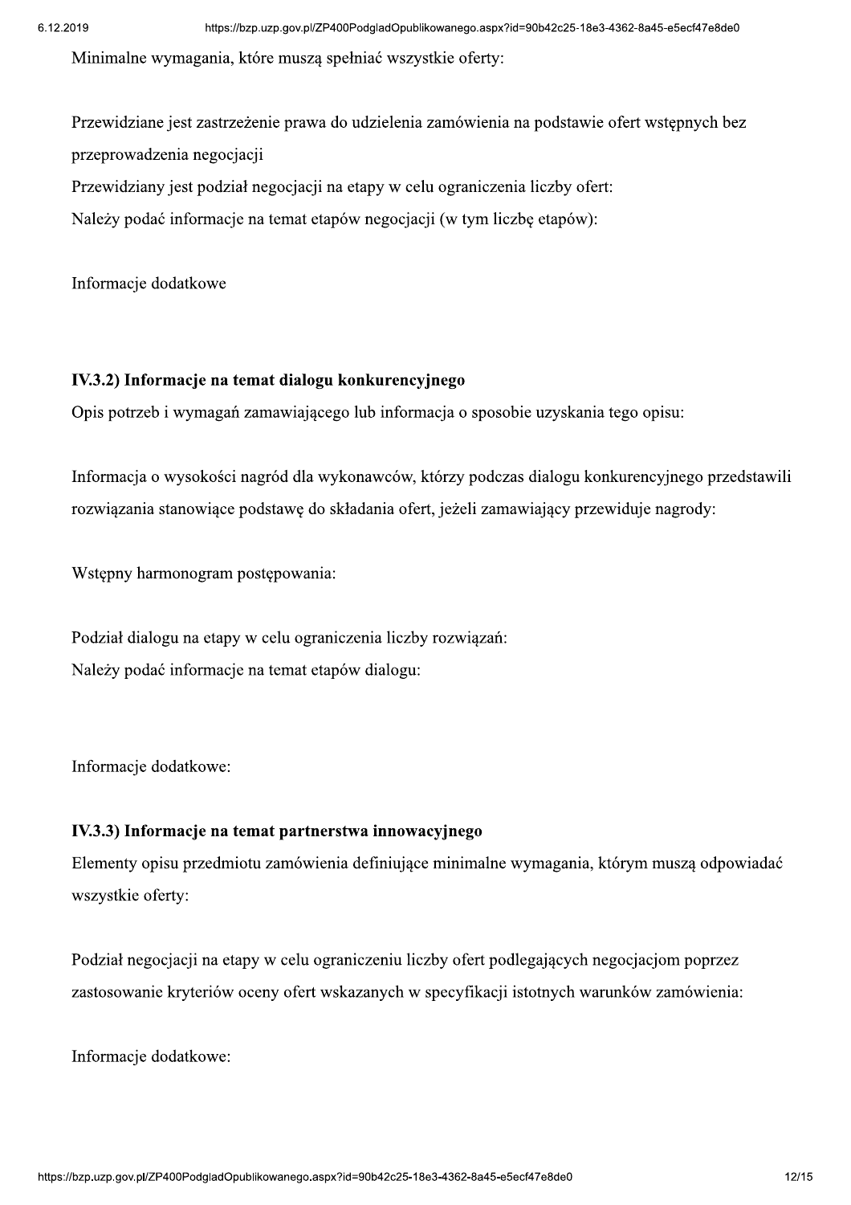Minimalne wymagania, które muszą spełniać wszystkie oferty:

Przewidziane jest zastrzeżenie prawa do udzielenia zamówienia na podstawie ofert wstępnych bez przeprowadzenia negocjacji

Przewidziany jest podział negocjacji na etapy w celu ograniczenia liczby ofert:

Należy podać informacje na temat etapów negocjacji (w tym liczbę etapów):

Informacje dodatkowe

**IV.3.2) Informacje na temat dialogu konkurencyjnego**

Opis potrzeb i wymagań zamawiającego lub informacja o sposobie uzyskania tego opisu:

Informacja o wysokości nagród dla wykonawców, którzy podczas dialogu konkurencyjnego przedstawili rozwiązania stanowiące podstawę do składania ofert, jeżeli zamawiający przewiduje nagrody:

Wstępny harmonogram postępowania:

Podział dialogu na etapy w celu ograniczenia liczby rozwiązań:

Należy podać informacje na temat etapów dialogu:

Informacje dodatkowe:

**IV.3.3) Informacje na temat partnerstwa innowacyjnego**

Elementy opisu przedmiotu zamówienia definiujące minimalne wymagania, którym muszą odpowiadać wszystkie oferty:

Podział negocjacji na etapy w celu ograniczeniu liczby ofert podlegających negocjacjom poprzez zastosowanie kryteriów oceny ofert wskazanych w specyfikacji istotnych warunków zamówienia:

Informacje dodatkowe: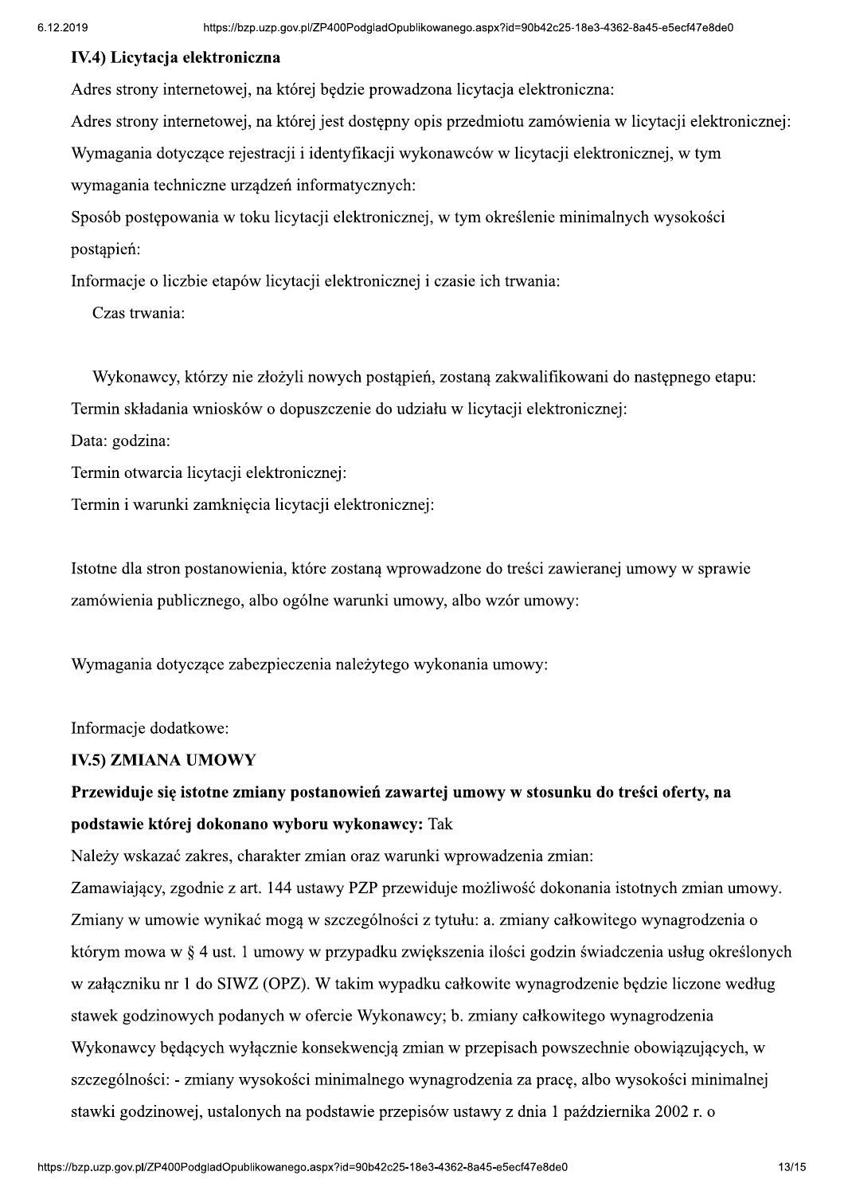### IV.4) Licytacja elektroniczna

Adres strony internetowej, na której będzie prowadzona licytacja elektroniczna:

Adres strony internetowej, na której jest dostępny opis przedmiotu zamówienia w licytacji elektronicznej:

Wymagania dotyczące rejestracji i identyfikacji wykonawców w licytacji elektronicznej, w tym wymagania techniczne urządzeń informatycznych:

Sposób postępowania w toku licytacji elektronicznej, w tym określenie minimalnych wysokości postąpień:

Informacje o liczbie etapów licytacji elektronicznej i czasie ich trwania:

Czas trwania:

Wykonawcy, którzy nie złożyli nowych postąpień, zostaną zakwalifikowani do następnego etapu:

Termin składania wniosków o dopuszczenie do udziału w licytacji elektronicznej:

Data: godzina:

Termin otwarcia licytacji elektronicznej:

Termin i warunki zamknięcia licytacji elektronicznej:

Istotne dla stron postanowienia, które zostaną wprowadzone do treści zawieranej umowy w sprawie zamówienia publicznego, albo ogólne warunki umowy, albo wzór umowy:

Wymagania dotyczące zabezpieczenia należytego wykonania umowy:

Informacje dodatkowe:

### IV.5) ZMIANA UMOWY

**Przewiduje się istotne zmiany postanowień zawartej umowy w stosunku do treści oferty, na podstawie której dokonano wyboru wykonawcy:** Tak

Należy wskazać zakres, charakter zmian oraz warunki wprowadzenia zmian:

Zamawiający, zgodnie z art. 144 ustawy PZP przewiduje możliwość dokonania istotnych zmian umowy. Zmiany w umowie wynikać mogą w szczególności z tytułu: a. zmiany całkowitego wynagrodzenia o którym mowa w § 4 ust. 1 umowy w przypadku zwiększenia ilości godzin świadczenia usług określonych w załączniku nr 1 do SIWZ (OPZ). W takim wypadku całkowite wynagrodzenie będzie liczone według stawek godzinowych podanych w ofercie Wykonawcy; b. zmiany całkowitego wynagrodzenia Wykonawcy będących wyłącznie konsekwencją zmian w przepisach powszechnie obowiązujących, w szczególności: - zmiany wysokości minimalnego wynagrodzenia za pracę, albo wysokości minimalnej stawki godzinowej, ustalonych na podstawie przepisów ustawy z dnia 1 października 2002 r. o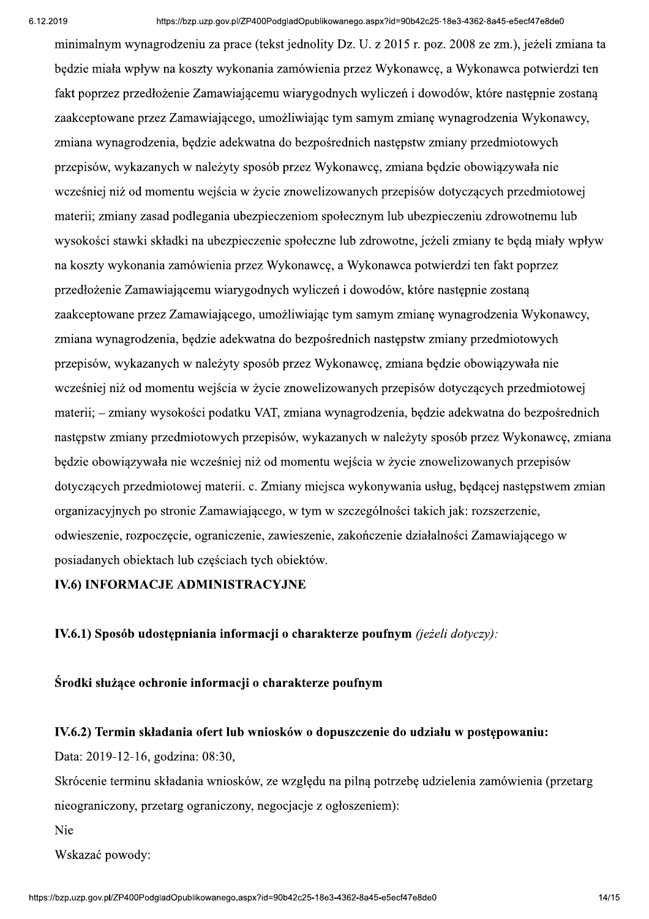minimalnym wynagrodzeniu za prace (tekst jednolity Dz. U. z 2015 r. poz. 2008 ze zm.), jeżeli zmiana ta będzie miała wpływ na koszty wykonania zamówienia przez Wykonawcę, a Wykonawca potwierdzi ten fakt poprzez przedłożenie Zamawiającemu wiarygodnych wyliczeń i dowodów, które następnie zostaną zaakceptowane przez Zamawiającego, umożliwiając tym samym zmianę wynagrodzenia Wykonawcy, zmiana wynagrodzenia, będzie adekwatna do bezpośrednich następstw zmiany przedmiotowych przepisów, wykazanych w należyty sposób przez Wykonawcę, zmiana będzie obowiązywała nie wcześniej niż od momentu wejścia w życie znowelizowanych przepisów dotyczących przedmiotowej materii; zmiany zasad podlegania ubezpieczeniom społecznym lub ubezpieczeniu zdrowotnemu lub wysokości stawki składki na ubezpieczenie społeczne lub zdrowotne, jeżeli zmiany te będą miały wpływ na koszty wykonania zamówienia przez Wykonawcę, a Wykonawca potwierdzi ten fakt poprzez przedłożenie Zamawiającemu wiarygodnych wyliczeń i dowodów, które następnie zostaną zaakceptowane przez Zamawiającego, umożliwiając tym samym zmianę wynagrodzenia Wykonawcy, zmiana wynagrodzenia, będzie adekwatna do bezpośrednich następstw zmiany przedmiotowych przepisów, wykazanych w należyty sposób przez Wykonawcę, zmiana będzie obowiązywała nie wcześniej niż od momentu wejścia w życie znowelizowanych przepisów dotyczących przedmiotowej materii; – zmiany wysokości podatku VAT, zmiana wynagrodzenia, będzie adekwatna do bezpośrednich następstw zmiany przedmiotowych przepisów, wykazanych w należyty sposób przez Wykonawcę, zmiana będzie obowiązywała nie wcześniej niż od momentu wejścia w życie znowelizowanych przepisów dotyczących przedmiotowej materii. c. Zmiany miejsca wykonywania usług, będącej następstwem zmian organizacyjnych po stronie Zamawiającego, w tym w szczególności takich jak: rozszerzenie, odwieszenie, rozpoczęcie, ograniczenie, zawieszenie, zakończenie działalności Zamawiającego w posiadanych obiektach lub częściach tych obiektów.

**IV.6) INFORMACJE ADMINISTRACYJNE**

**IV.6.1) Sposób udostępniania informacji o charakterze poufnym** *(jeżeli dotyczy):*

**Środki służące ochronie informacji o charakterze poufnym**

**IV.6.2) Termin składania ofert lub wniosków o dopuszczenie do udziału w postępowaniu:**

Data: 2019-12-16, godzina: 08:30,

Skrócenie terminu składania wniosków, ze względu na pilną potrzebę udzielenia zamówienia (przetarg nieograniczony, przetarg ograniczony, negocjacje z ogłoszeniem):

Nie

Wskazać powody: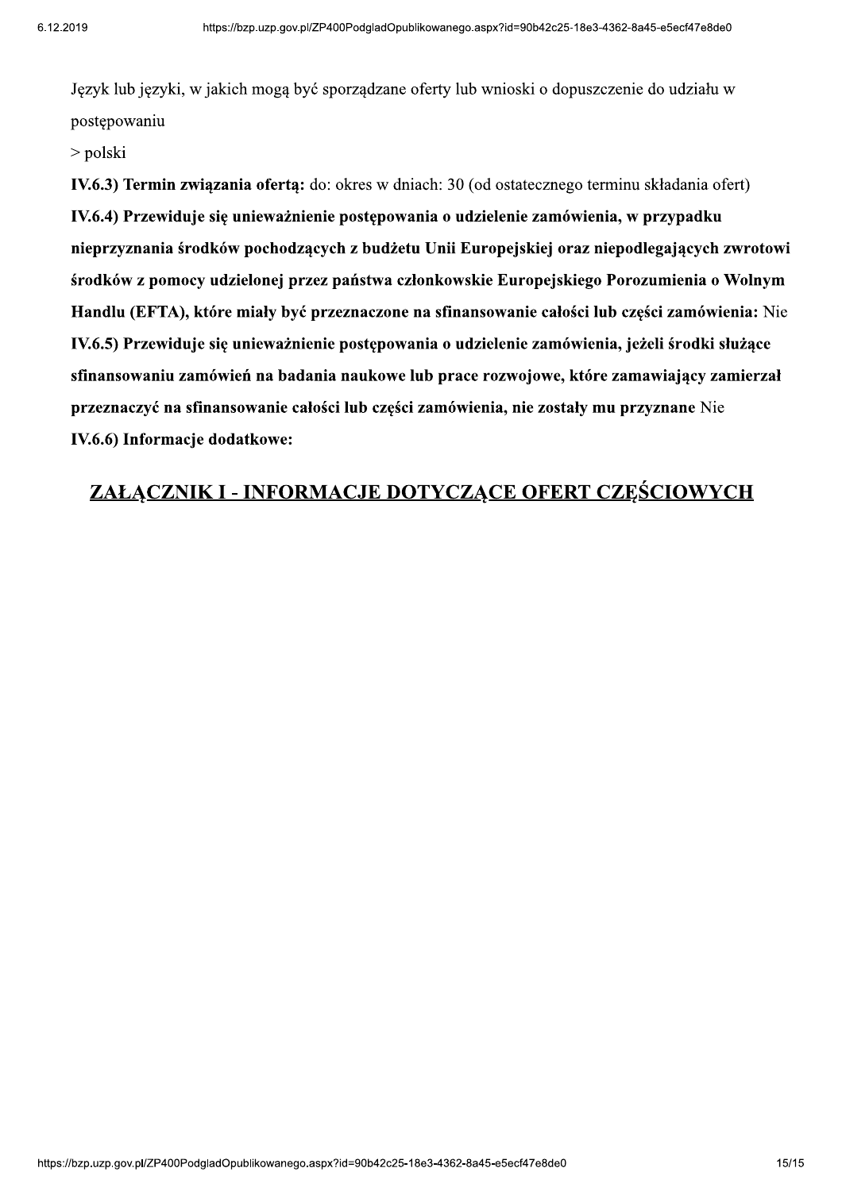Język lub języki, w jakich mogą być sporządzane oferty lub wnioski o dopuszczenie do udziału w postępowaniu

> polski

**IV.6.3) Termin związania ofertą:** do: okres w dniach: 30 (od ostatecznego terminu składania ofert)

**IV.6.4) Przewiduje się unieważnienie postępowania o udzielenie zamówienia, w przypadku nieprzyznania środków pochodzących z budżetu Unii Europejskiej oraz niepodlegających zwrotowi środków z pomocy udzielonej przez państwa członkowskie Europejskiego Porozumienia o Wolnym Handlu (EFTA), które miały być przeznaczone na sfinansowanie całości lub części zamówienia:** Nie

**IV.6.5) Przewiduje się unieważnienie postępowania o udzielenie zamówienia, jeżeli środki służące sfinansowaniu zamówień na badania naukowe lub prace rozwojowe, które zamawiający zamierzał przeznaczyć na sfinansowanie całości lub części zamówienia, nie zostały mu przyznane** Nie

**IV.6.6) Informacje dodatkowe:**

## ZAŁĄCZNIK I - INFORMACJE DOTYCZĄCE OFERT CZĘŚCIOWYCH